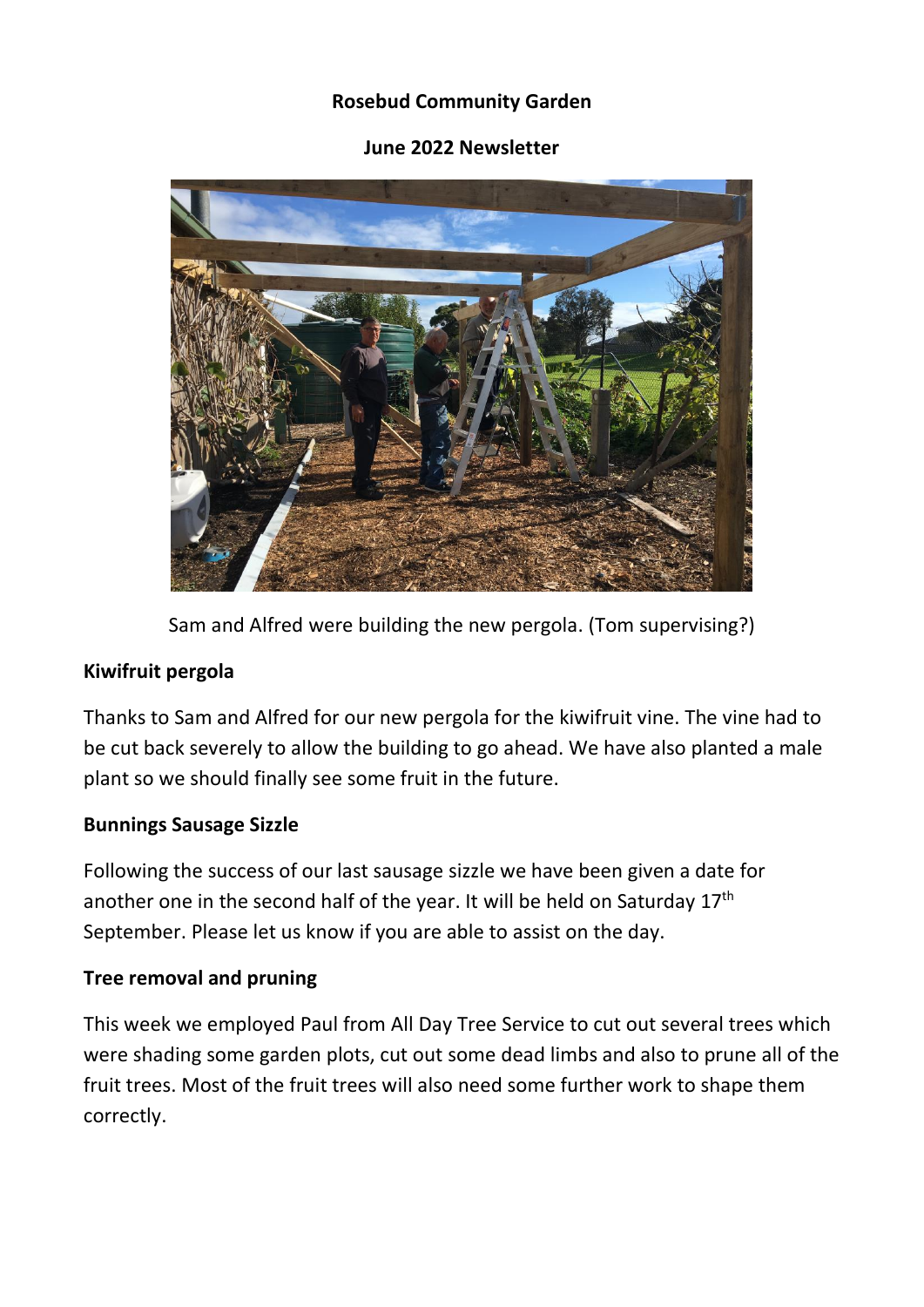**Rosebud Community Garden**

**June 2022 Newsletter**

Sam and Alfred were building the new pergola. (Tom supervising?)

**Kiwifruit pergola**

Thanks to Sam and Alfred for our new pergola for the kiwifruit vine. The vine had to be cut back severely to allow the building to go ahead. We have also planted a male plant so we should finally see some fruit in the future.

**Bunnings Sausage Sizzle**

Following the success of our last sausage sizzle we have been given a date for another one in the second half of the year. It will be held on Saturday 17th September. Please let us know if you are able to assist on the day.

**Tree removal and pruning**

This week we employed Paul from All Day Tree Service to cut out several trees which were shading some garden plots, cut out some dead limbs and also to prune all of the fruit trees. Most of the fruit trees will also need some further work to shape them correctly.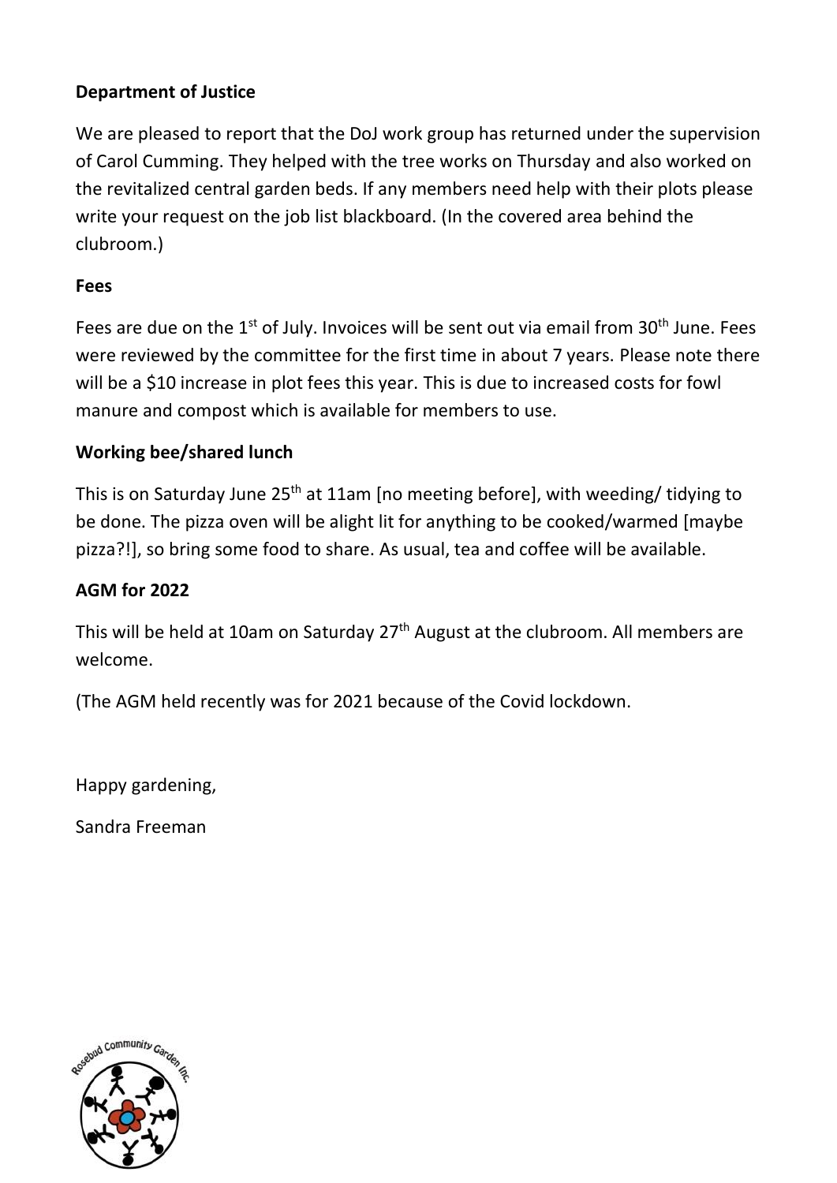**Department of Justice**

We are pleased to report that the DoJ work group has returned under the supervision of Carol Cumming. They helped with the tree works on Thursday and also worked on the revitalized central garden beds. If any members need help with their plots please write your request on the job list blackboard. (In the covered area behind the clubroom.)

**Fees**

Fees are due on the 1st of July. Invoices will be sent out via email from 30th June. Fees were reviewed by the committee for the first time in about 7 years. Please note there will be a $10 increase in plot fees this year. This is due to increased costs for fowl manure and compost which is available for members to use.

**Working bee/shared lunch**

This is on Saturday June 25th at 11am [no meeting before], with weeding/ tidying to be done. The pizza oven will be alight lit for anything to be cooked/warmed [maybe pizza?!], so bring some food to share. As usual, tea and coffee will be available.

**AGM for 2022**

This will be held at 10am on Saturday 27th August at the clubroom. All members are welcome.

(The AGM held recently was for 2021 because of the Covid lockdown.

Happy gardening,

Sandra Freeman

Rosebud Community Garden Inc.